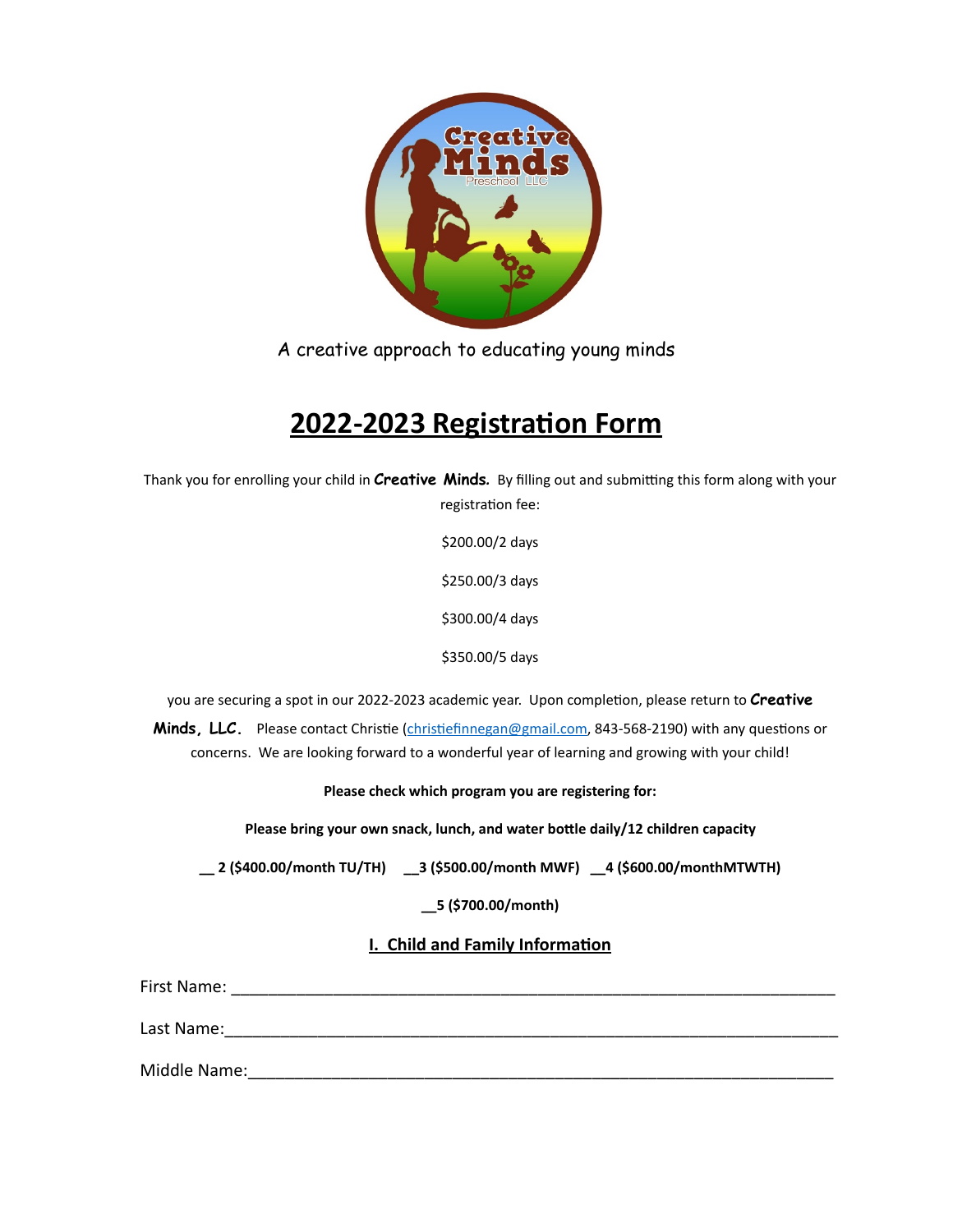A creative approach to educating young minds

# 2022-2023 Registration Form

Thank you for enrolling your child in **Creative Minds.** By filling out and submitting this form along with your registration fee:

$200.00/2 days

$250.00/3 days

$300.00/4 days

$350.00/5 days

you are securing a spot in our 2022-2023 academic year. Upon completion, please return to **Creative Minds, LLC.** Please contact Christie (christiefinnegan@gmail.com, 843-568-2190) with any questions or concerns. We are looking forward to a wonderful year of learning and growing with your child!

**Please check which program you are registering for:**

**Please bring your own snack, lunch, and water bottle daily/12 children capacity**

**__ 2 ($400.00/month TU/TH) __3 ($500.00/month MWF) __4 ($600.00/monthMTWTH)**

**__5 ($700.00/month)**

## I. Child and Family Information

First Name: ____________________________________________________________

Last Name:_____________________________________________________________

Middle Name:___________________________________________________________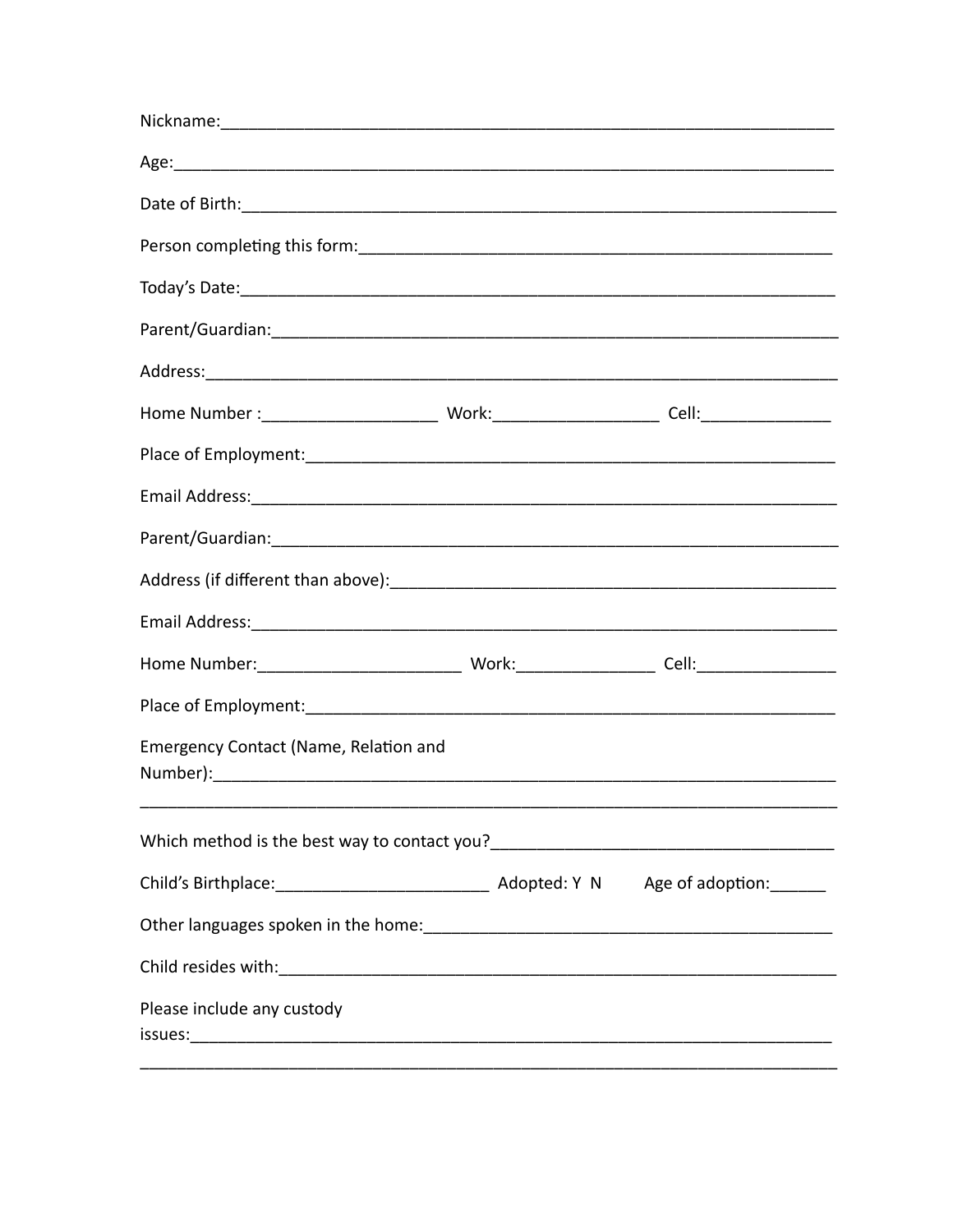Nickname:_______________________________________________________________

Age:____________________________________________________________________

Date of Birth:__________________________________________________________

Person completing this form:____________________________________________

Today's Date:___________________________________________________________

Parent/Guardian:________________________________________________________

Address:________________________________________________________________

Home Number :___________________ Work:__________________ Cell:______________

Place of Employment:____________________________________________________

Email Address:__________________________________________________________

Parent/Guardian:________________________________________________________

Address (if different than above):_____________________________________

Email Address:__________________________________________________________

Home Number:______________________ Work:_______________ Cell:_______________

Place of Employment:____________________________________________________

Emergency Contact (Name, Relation and Number):__________________________

________________________________________________________________________

Which method is the best way to contact you?___________________________

Child's Birthplace:_______________________ Adopted: Y N Age of adoption:______

Other languages spoken in the home:_____________________________________

Child resides with:_____________________________________________________

Please include any custody issues:______________________________________

________________________________________________________________________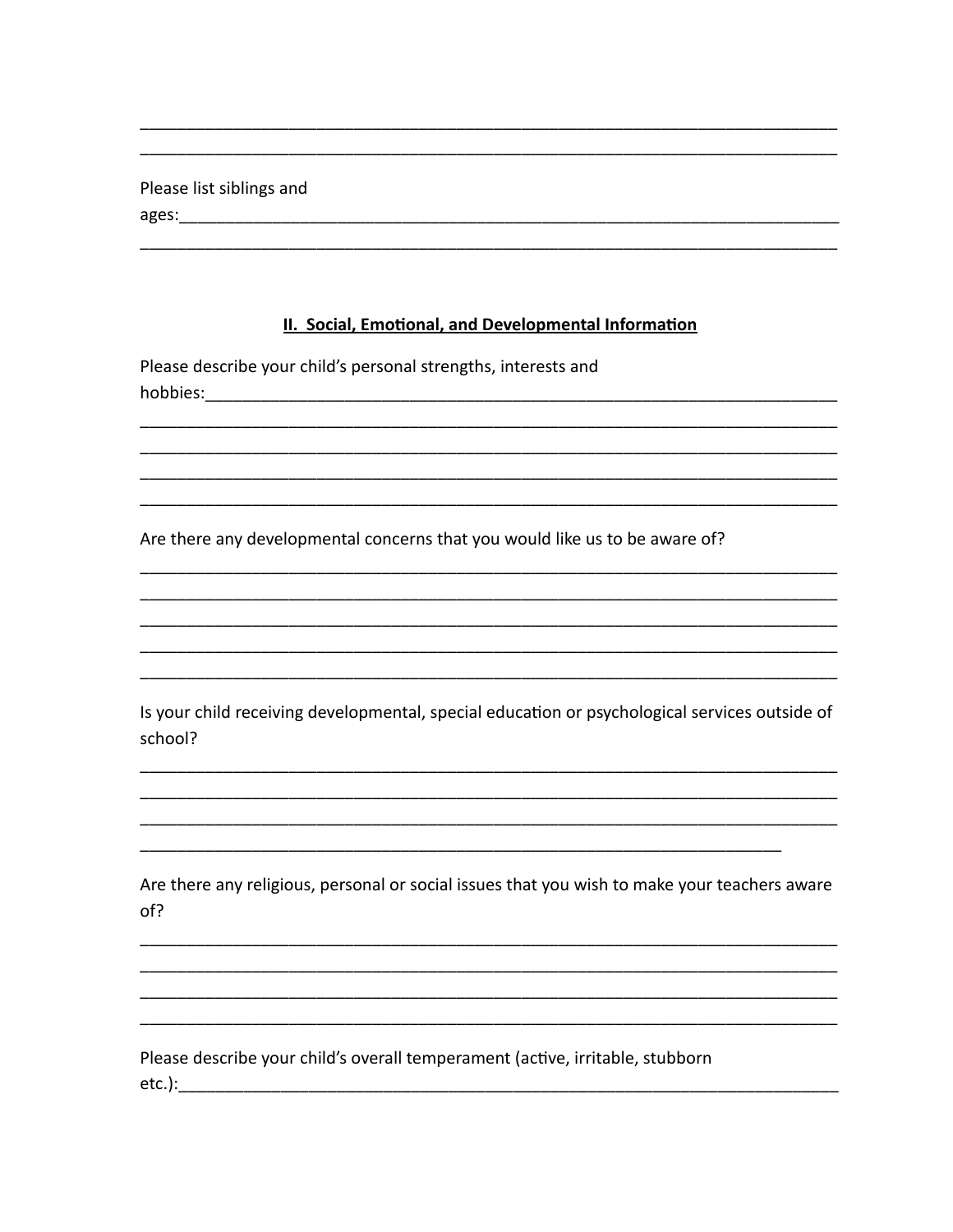________________________________________________________________________________
________________________________________________________________________________

Please list siblings and ages:______________________________________________________________________________
________________________________________________________________________________

## II. Social, Emotional, and Developmental Information

Please describe your child's personal strengths, interests and hobbies:_______________________________________________________________________
________________________________________________________________________________
________________________________________________________________________________
________________________________________________________________________________
________________________________________________________________________________

Are there any developmental concerns that you would like us to be aware of?
________________________________________________________________________________
________________________________________________________________________________
________________________________________________________________________________
________________________________________________________________________________
________________________________________________________________________________

Is your child receiving developmental, special education or psychological services outside of school?
________________________________________________________________________________
________________________________________________________________________________
________________________________________________________________________________
__________________________________________________________________________

Are there any religious, personal or social issues that you wish to make your teachers aware of?
________________________________________________________________________________
________________________________________________________________________________
________________________________________________________________________________
________________________________________________________________________________

Please describe your child's overall temperament (active, irritable, stubborn etc.):______________________________________________________________________________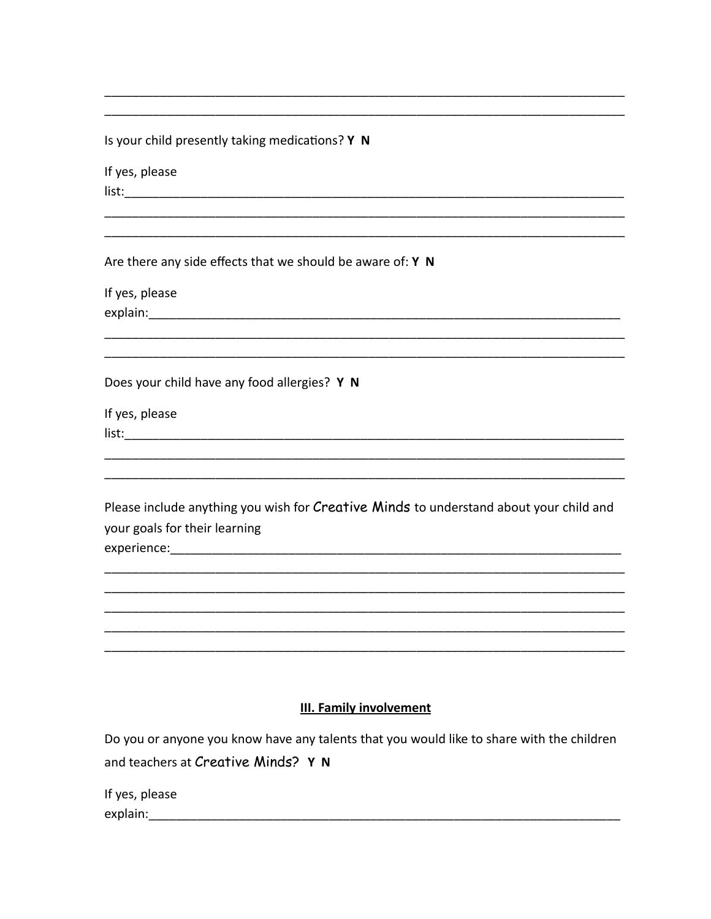______________________________________________________________________________
______________________________________________________________________________

Is your child presently taking medications? **Y N**

If yes, please list:___________________________________________________________________________
______________________________________________________________________________
______________________________________________________________________________

Are there any side effects that we should be aware of: **Y N**

If yes, please explain:_______________________________________________________________________
______________________________________________________________________________
______________________________________________________________________________

Does your child have any food allergies? **Y N**

If yes, please list:___________________________________________________________________________
______________________________________________________________________________
______________________________________________________________________________

Please include anything you wish for Creative Minds to understand about your child and your goals for their learning experience:____________________________________________________________________
______________________________________________________________________________
______________________________________________________________________________
______________________________________________________________________________
______________________________________________________________________________
______________________________________________________________________________

## III. Family involvement

Do you or anyone you know have any talents that you would like to share with the children and teachers at Creative Minds? **Y N**

If yes, please explain:_______________________________________________________________________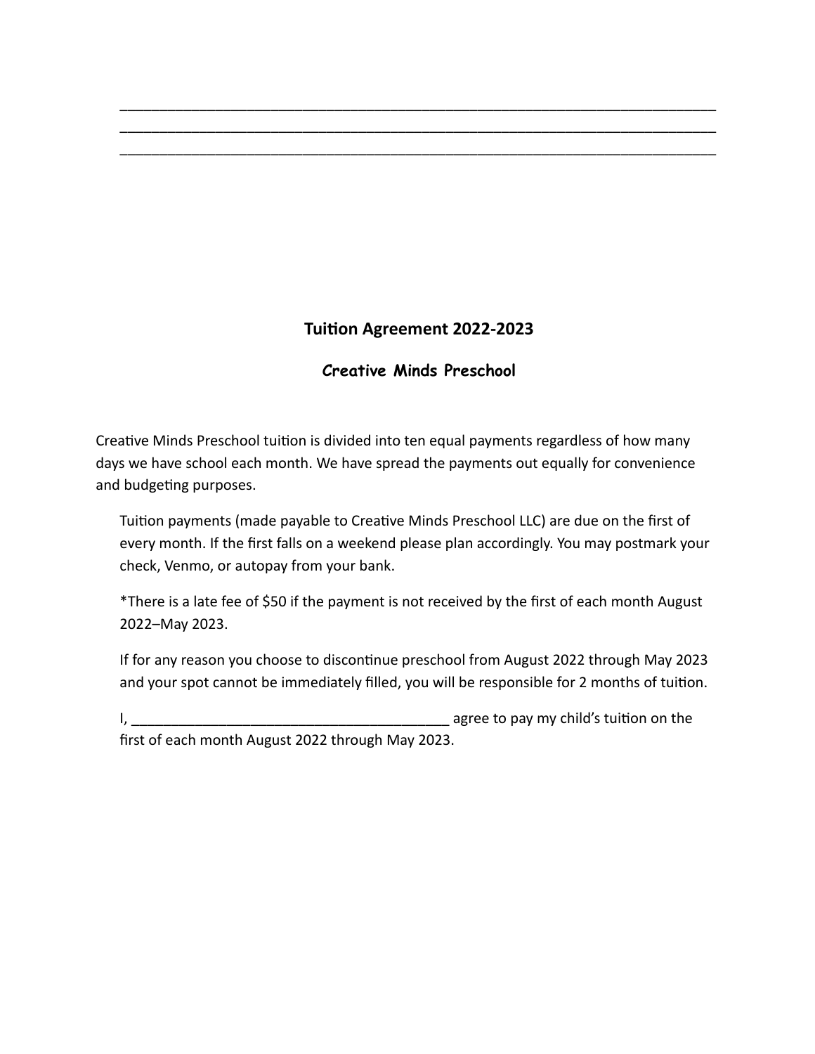\_\_\_\_\_\_\_\_\_\_\_\_\_\_\_\_\_\_\_\_\_\_\_\_\_\_\_\_\_\_\_\_\_\_\_\_\_\_\_\_\_\_\_\_\_\_\_\_\_\_\_\_\_\_\_\_\_\_\_\_\_\_\_\_\_\_\_\_\_\_\_\_\_\_\_\_
\_\_\_\_\_\_\_\_\_\_\_\_\_\_\_\_\_\_\_\_\_\_\_\_\_\_\_\_\_\_\_\_\_\_\_\_\_\_\_\_\_\_\_\_\_\_\_\_\_\_\_\_\_\_\_\_\_\_\_\_\_\_\_\_\_\_\_\_\_\_\_\_\_\_\_\_
\_\_\_\_\_\_\_\_\_\_\_\_\_\_\_\_\_\_\_\_\_\_\_\_\_\_\_\_\_\_\_\_\_\_\_\_\_\_\_\_\_\_\_\_\_\_\_\_\_\_\_\_\_\_\_\_\_\_\_\_\_\_\_\_\_\_\_\_\_\_\_\_\_\_\_\_

## Tuition Agreement 2022-2023

### *Creative Minds Preschool*

Creative Minds Preschool tuition is divided into ten equal payments regardless of how many days we have school each month. We have spread the payments out equally for convenience and budgeting purposes.

Tuition payments (made payable to Creative Minds Preschool LLC) are due on the first of every month. If the first falls on a weekend please plan accordingly. You may postmark your check, Venmo, or autopay from your bank.

*There is a late fee of $50 if the payment is not received by the first of each month August 2022–May 2023.

If for any reason you choose to discontinue preschool from August 2022 through May 2023 and your spot cannot be immediately filled, you will be responsible for 2 months of tuition.

I, \_\_\_\_\_\_\_\_\_\_\_\_\_\_\_\_\_\_\_\_\_\_\_\_\_\_\_\_\_\_\_\_\_\_\_\_\_\_\_\_ agree to pay my child's tuition on the first of each month August 2022 through May 2023.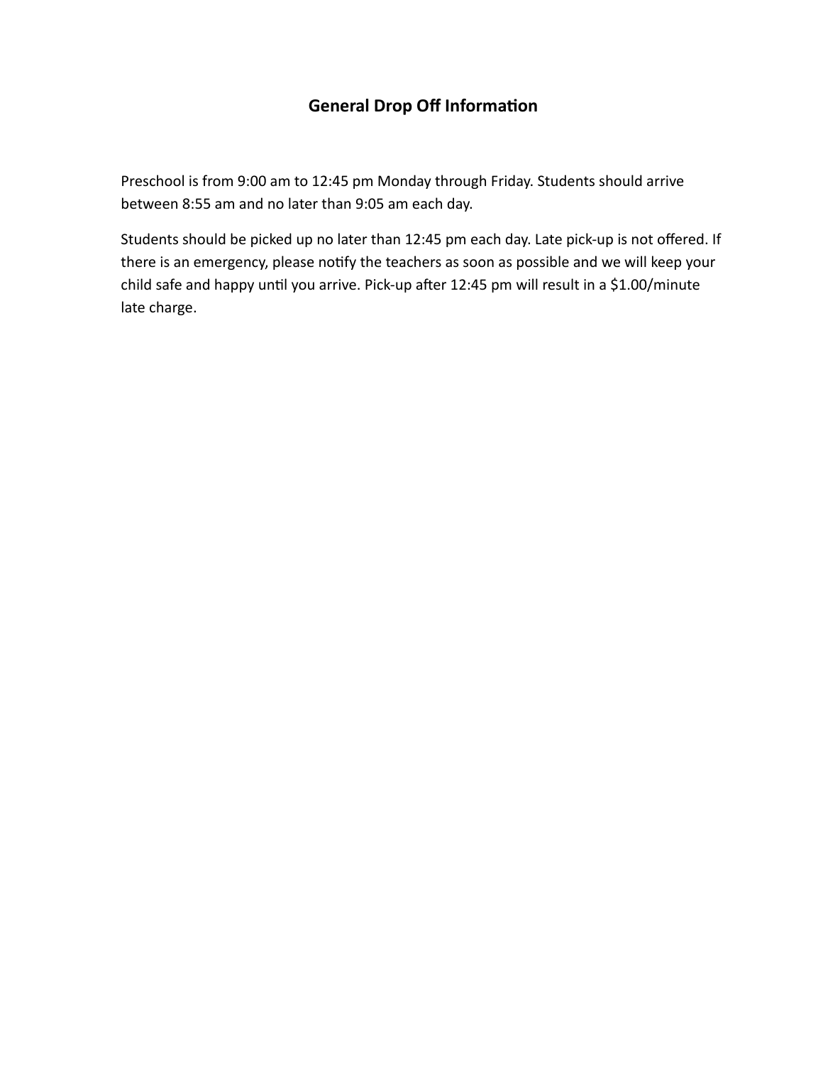## General Drop Off Information

Preschool is from 9:00 am to 12:45 pm Monday through Friday. Students should arrive between 8:55 am and no later than 9:05 am each day.

Students should be picked up no later than 12:45 pm each day. Late pick-up is not offered. If there is an emergency, please notify the teachers as soon as possible and we will keep your child safe and happy until you arrive. Pick-up after 12:45 pm will result in a $1.00/minute late charge.